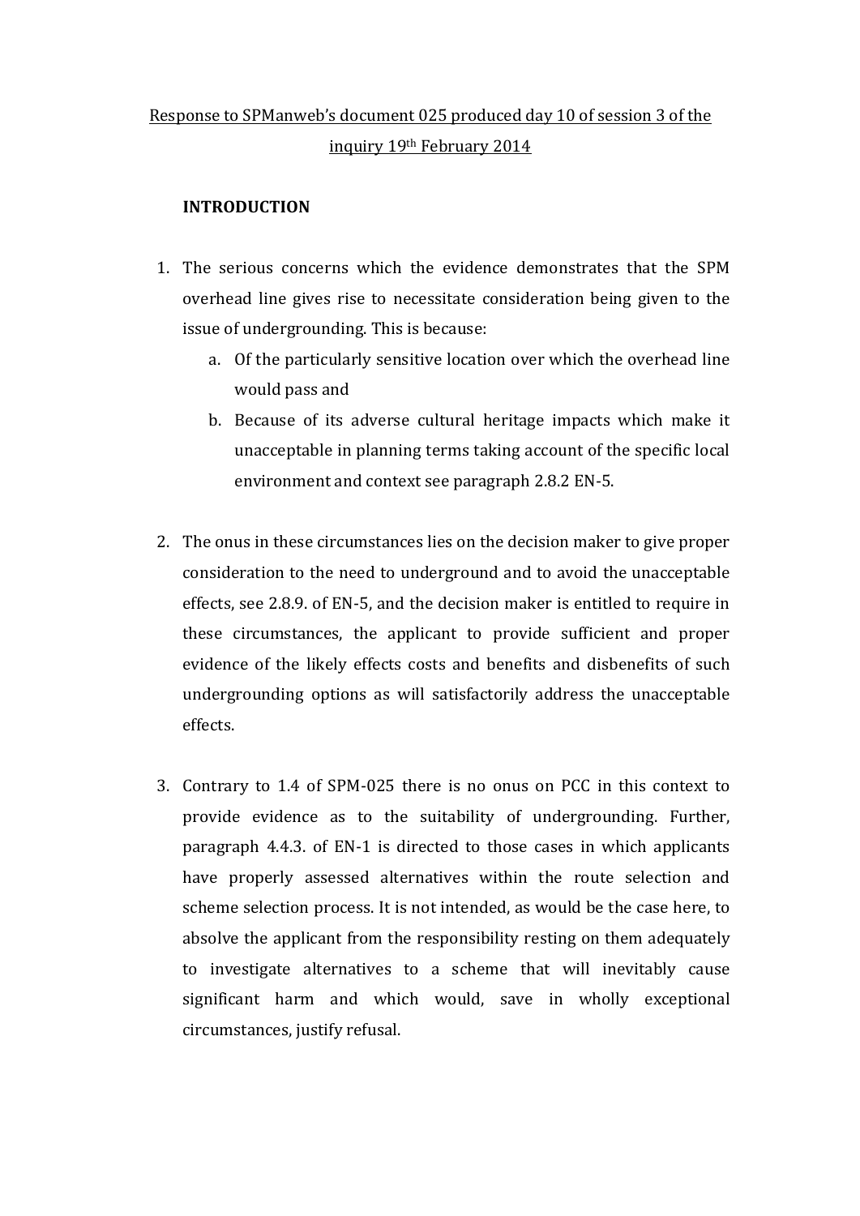Response to SPManweb's document 025 produced day 10 of session 3 of the inquiry 19th February 2014

## INTRODUCTION

1. The serious concerns which the evidence demonstrates that the SPM overhead line gives rise to necessitate consideration being given to the issue of undergrounding. This is because:
   a. Of the particularly sensitive location over which the overhead line would pass and
   b. Because of its adverse cultural heritage impacts which make it unacceptable in planning terms taking account of the specific local environment and context see paragraph 2.8.2 EN-5.

2. The onus in these circumstances lies on the decision maker to give proper consideration to the need to underground and to avoid the unacceptable effects, see 2.8.9. of EN-5, and the decision maker is entitled to require in these circumstances, the applicant to provide sufficient and proper evidence of the likely effects costs and benefits and disbenefits of such undergrounding options as will satisfactorily address the unacceptable effects.

3. Contrary to 1.4 of SPM-025 there is no onus on PCC in this context to provide evidence as to the suitability of undergrounding. Further, paragraph 4.4.3. of EN-1 is directed to those cases in which applicants have properly assessed alternatives within the route selection and scheme selection process. It is not intended, as would be the case here, to absolve the applicant from the responsibility resting on them adequately to investigate alternatives to a scheme that will inevitably cause significant harm and which would, save in wholly exceptional circumstances, justify refusal.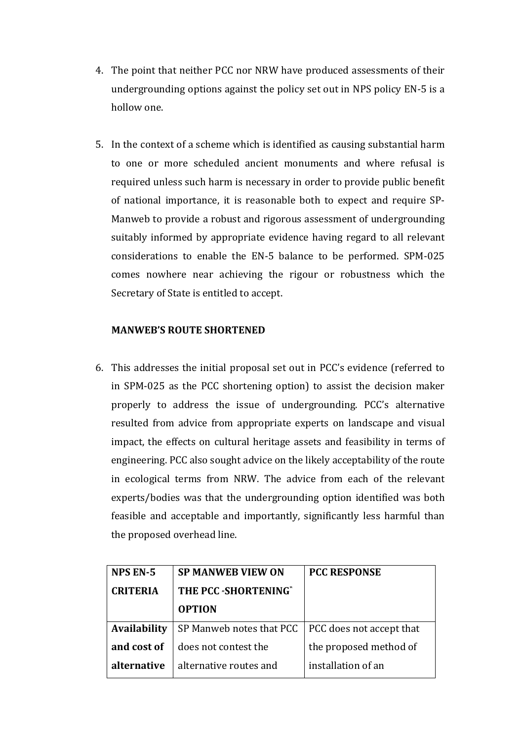4. The point that neither PCC nor NRW have produced assessments of their undergrounding options against the policy set out in NPS policy EN-5 is a hollow one.

5. In the context of a scheme which is identified as causing substantial harm to one or more scheduled ancient monuments and where refusal is required unless such harm is necessary in order to provide public benefit of national importance, it is reasonable both to expect and require SP-Manweb to provide a robust and rigorous assessment of undergrounding suitably informed by appropriate evidence having regard to all relevant considerations to enable the EN-5 balance to be performed. SPM-025 comes nowhere near achieving the rigour or robustness which the Secretary of State is entitled to accept.

**MANWEB'S ROUTE SHORTENED**

6. This addresses the initial proposal set out in PCC's evidence (referred to in SPM-025 as the PCC shortening option) to assist the decision maker properly to address the issue of undergrounding. PCC's alternative resulted from advice from appropriate experts on landscape and visual impact, the effects on cultural heritage assets and feasibility in terms of engineering. PCC also sought advice on the likely acceptability of the route in ecological terms from NRW. The advice from each of the relevant experts/bodies was that the undergrounding option identified was both feasible and acceptable and importantly, significantly less harmful than the proposed overhead line.

| NPS EN-5 CRITERIA | SP MANWEB VIEW ON THE PCC "SHORTENING" OPTION | PCC RESPONSE |
|---|---|---|
| **Availability and cost of alternative** | SP Manweb notes that PCC does not contest the alternative routes and | PCC does not accept that the proposed method of installation of an |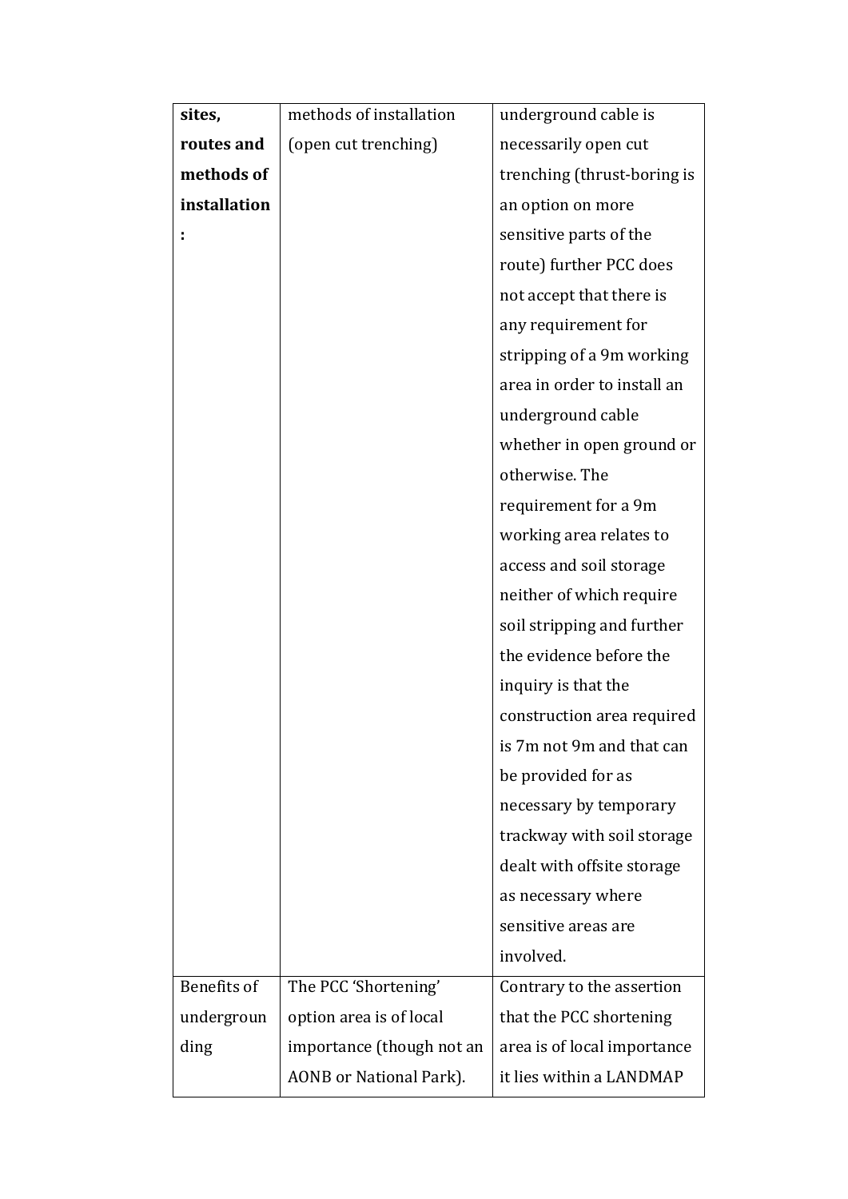| | | |
|---|---|---|
| **sites, routes and methods of installation:** | methods of installation (open cut trenching) | underground cable is necessarily open cut trenching (thrust-boring is an option on more sensitive parts of the route) further PCC does not accept that there is any requirement for stripping of a 9m working area in order to install an underground cable whether in open ground or otherwise. The requirement for a 9m working area relates to access and soil storage neither of which require soil stripping and further the evidence before the inquiry is that the construction area required is 7m not 9m and that can be provided for as necessary by temporary trackway with soil storage dealt with offsite storage as necessary where sensitive areas are involved. |
| Benefits of undergrounding | The PCC 'Shortening' option area is of local importance (though not an AONB or National Park). | Contrary to the assertion that the PCC shortening area is of local importance it lies within a LANDMAP |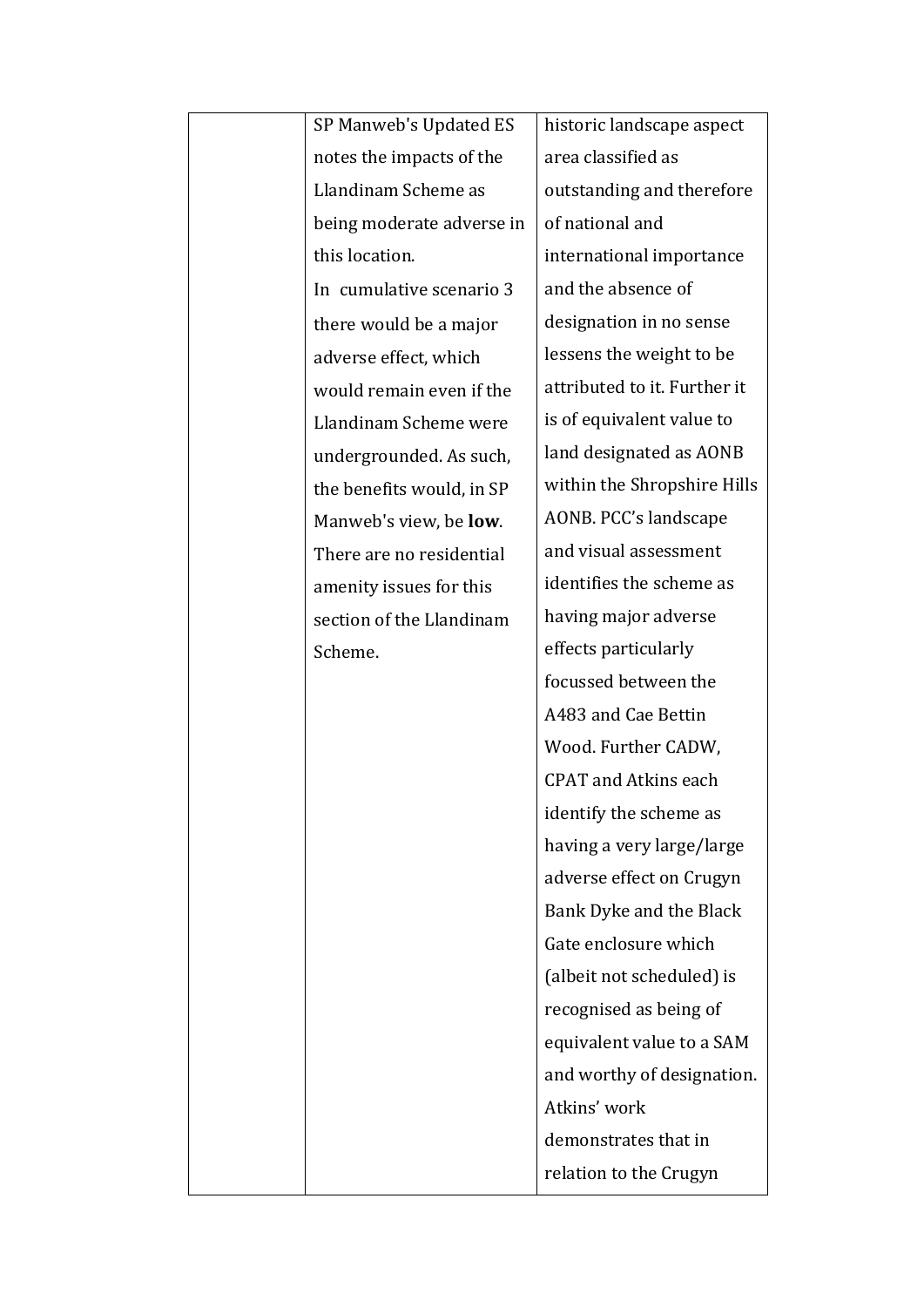| | | |
|---|---|---|
| | SP Manweb's Updated ES notes the impacts of the Llandinam Scheme as being moderate adverse in this location.<br>In cumulative scenario 3 there would be a major adverse effect, which would remain even if the Llandinam Scheme were undergrounded. As such, the benefits would, in SP Manweb's view, be **low**.<br>There are no residential amenity issues for this section of the Llandinam Scheme. | historic landscape aspect area classified as outstanding and therefore of national and international importance and the absence of designation in no sense lessens the weight to be attributed to it. Further it is of equivalent value to land designated as AONB within the Shropshire Hills AONB. PCC's landscape and visual assessment identifies the scheme as having major adverse effects particularly focussed between the A483 and Cae Bettin Wood. Further CADW, CPAT and Atkins each identify the scheme as having a very large/large adverse effect on Crugyn Bank Dyke and the Black Gate enclosure which (albeit not scheduled) is recognised as being of equivalent value to a SAM and worthy of designation. Atkins' work demonstrates that in relation to the Crugyn |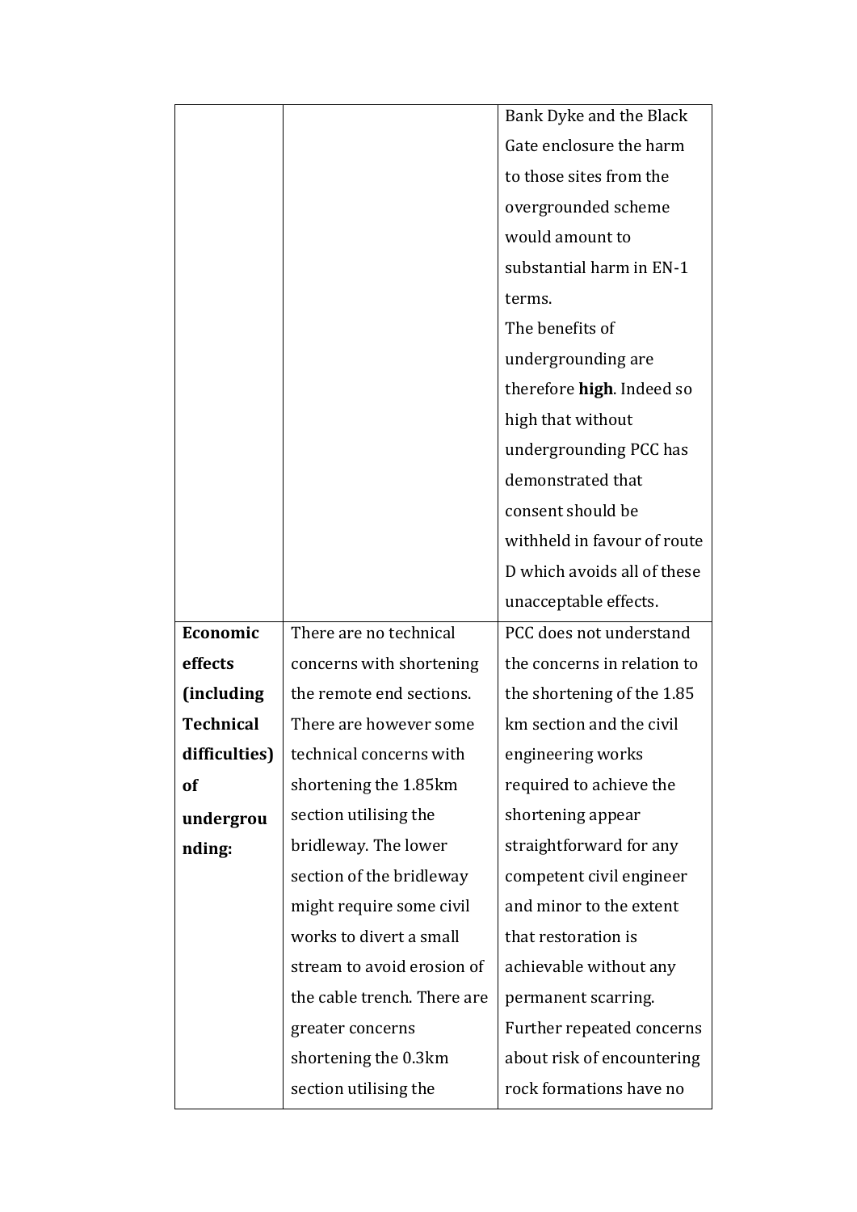| | | |
|---|---|---|
| | | Bank Dyke and the Black Gate enclosure the harm to those sites from the overgrounded scheme would amount to substantial harm in EN-1 terms. The benefits of undergrounding are therefore **high**. Indeed so high that without undergrounding PCC has demonstrated that consent should be withheld in favour of route D which avoids all of these unacceptable effects. |
| **Economic effects (including Technical difficulties) of undergrounding:** | There are no technical concerns with shortening the remote end sections. There are however some technical concerns with shortening the 1.85km section utilising the bridleway. The lower section of the bridleway might require some civil works to divert a small stream to avoid erosion of the cable trench. There are greater concerns shortening the 0.3km section utilising the | PCC does not understand the concerns in relation to the shortening of the 1.85 km section and the civil engineering works required to achieve the shortening appear straightforward for any competent civil engineer and minor to the extent that restoration is achievable without any permanent scarring. Further repeated concerns about risk of encountering rock formations have no |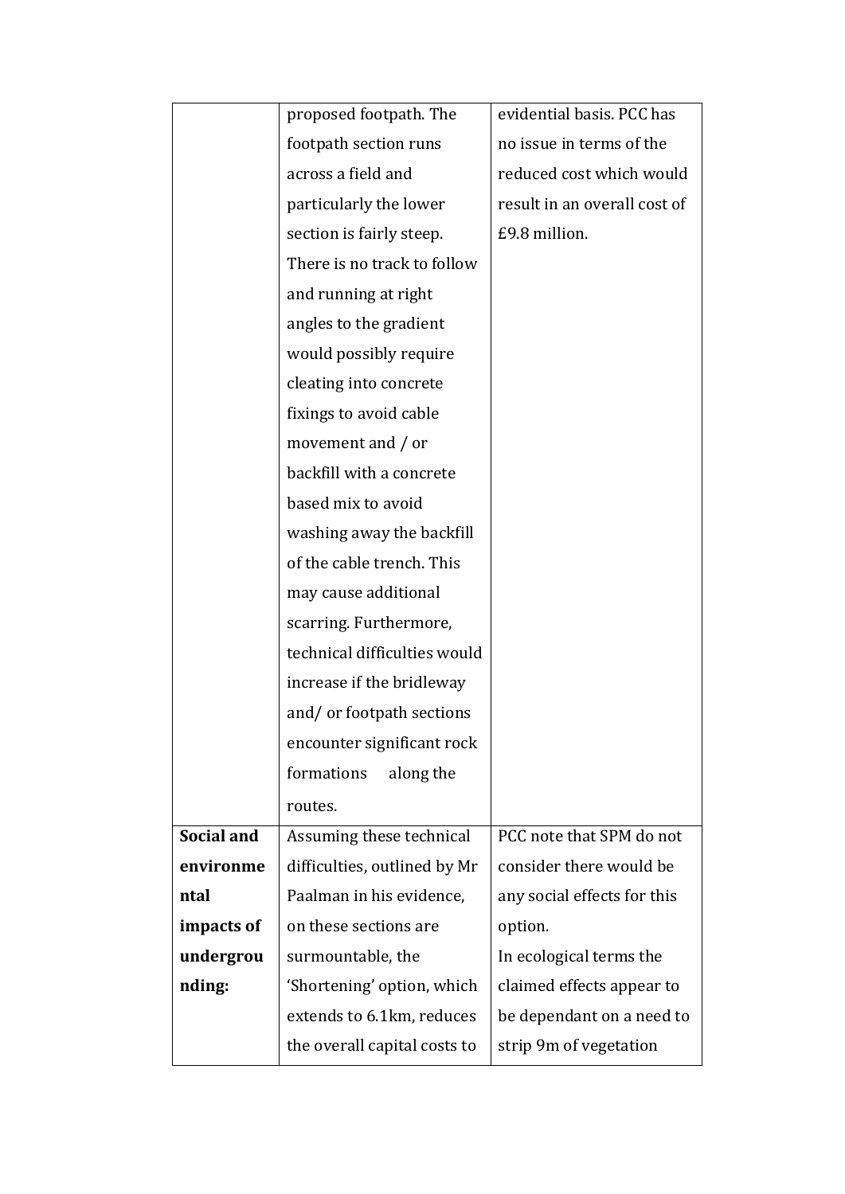| | | |
|---|---|---|
| | proposed footpath. The footpath section runs across a field and particularly the lower section is fairly steep. There is no track to follow and running at right angles to the gradient would possibly require cleating into concrete fixings to avoid cable movement and / or backfill with a concrete based mix to avoid washing away the backfill of the cable trench. This may cause additional scarring. Furthermore, technical difficulties would increase if the bridleway and/ or footpath sections encounter significant rock formations along the routes. | evidential basis. PCC has no issue in terms of the reduced cost which would result in an overall cost of £9.8 million. |
| **Social and environmental impacts of undergrounding:** | Assuming these technical difficulties, outlined by Mr Paalman in his evidence, on these sections are surmountable, the 'Shortening' option, which extends to 6.1km, reduces the overall capital costs to | PCC note that SPM do not consider there would be any social effects for this option.<br>In ecological terms the claimed effects appear to be dependant on a need to strip 9m of vegetation |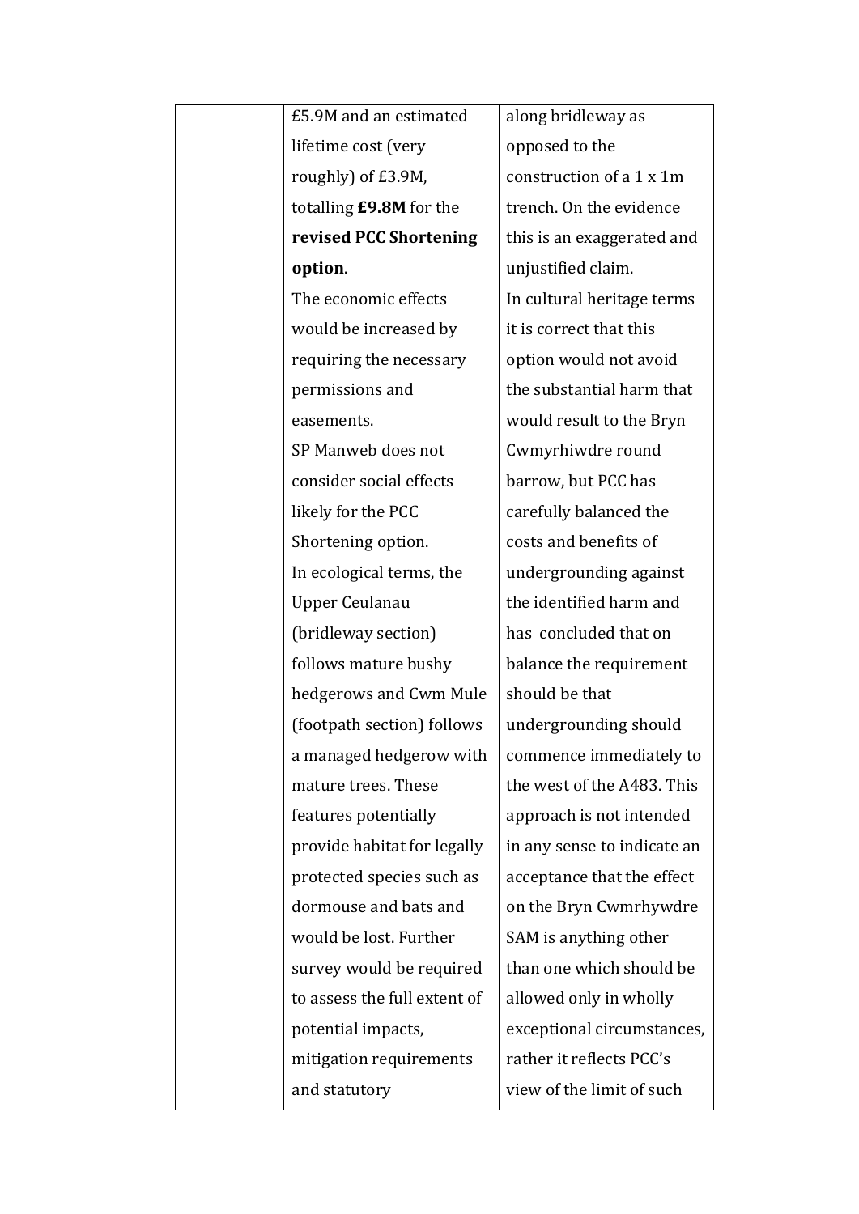| | | |
|---|---|---|
| | £5.9M and an estimated lifetime cost (very roughly) of £3.9M, totalling **£9.8M** for the **revised PCC Shortening option**.<br>The economic effects would be increased by requiring the necessary permissions and easements.<br>SP Manweb does not consider social effects likely for the PCC Shortening option.<br>In ecological terms, the Upper Ceulanau (bridleway section) follows mature bushy hedgerows and Cwm Mule (footpath section) follows a managed hedgerow with mature trees. These features potentially provide habitat for legally protected species such as dormouse and bats and would be lost. Further survey would be required to assess the full extent of potential impacts, mitigation requirements and statutory | along bridleway as opposed to the construction of a 1 x 1m trench. On the evidence this is an exaggerated and unjustified claim.<br>In cultural heritage terms it is correct that this option would not avoid the substantial harm that would result to the Bryn Cwmyrhiwdre round barrow, but PCC has carefully balanced the costs and benefits of undergrounding against the identified harm and has concluded that on balance the requirement should be that undergrounding should commence immediately to the west of the A483. This approach is not intended in any sense to indicate an acceptance that the effect on the Bryn Cwmrhywdre SAM is anything other than one which should be allowed only in wholly exceptional circumstances, rather it reflects PCC's view of the limit of such |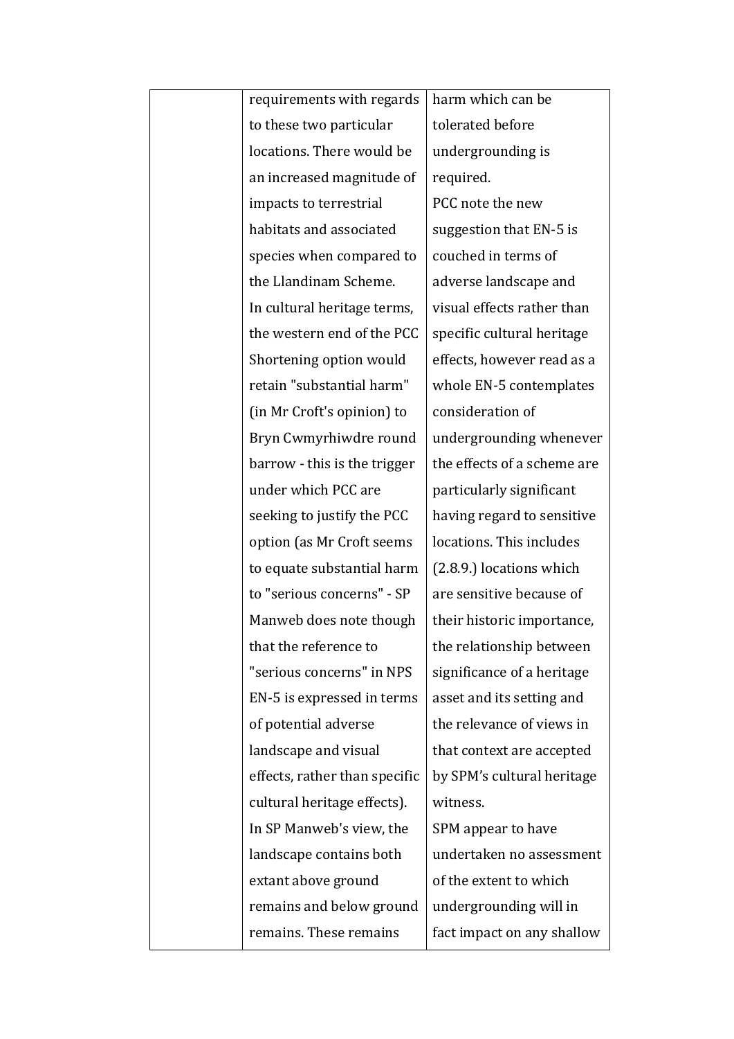| | | |
|---|---|---|
| | requirements with regards to these two particular locations. There would be an increased magnitude of impacts to terrestrial habitats and associated species when compared to the Llandinam Scheme.<br>In cultural heritage terms, the western end of the PCC Shortening option would retain "substantial harm" (in Mr Croft's opinion) to Bryn Cwmyrhiwdre round barrow - this is the trigger under which PCC are seeking to justify the PCC option (as Mr Croft seems to equate substantial harm to "serious concerns" - SP Manweb does note though that the reference to "serious concerns" in NPS EN-5 is expressed in terms of potential adverse landscape and visual effects, rather than specific cultural heritage effects).<br>In SP Manweb's view, the landscape contains both extant above ground remains and below ground remains. These remains | harm which can be tolerated before undergrounding is required.<br>PCC note the new suggestion that EN-5 is couched in terms of adverse landscape and visual effects rather than specific cultural heritage effects, however read as a whole EN-5 contemplates consideration of undergrounding whenever the effects of a scheme are particularly significant having regard to sensitive locations. This includes (2.8.9.) locations which are sensitive because of their historic importance, the relationship between significance of a heritage asset and its setting and the relevance of views in that context are accepted by SPM's cultural heritage witness.<br>SPM appear to have undertaken no assessment of the extent to which undergrounding will in fact impact on any shallow |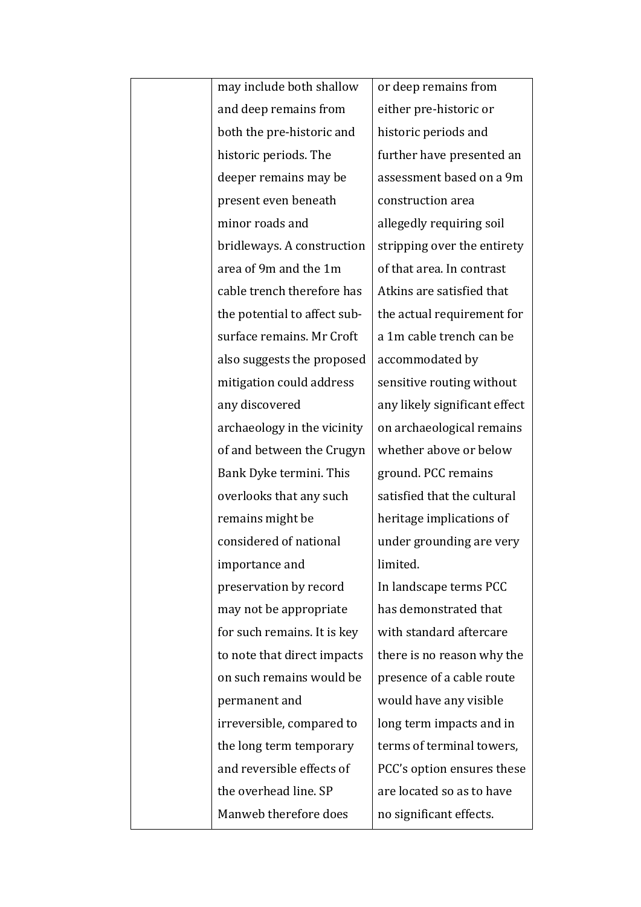| | | |
|---|---|---|
| | may include both shallow and deep remains from both the pre-historic and historic periods. The deeper remains may be present even beneath minor roads and bridleways. A construction area of 9m and the 1m cable trench therefore has the potential to affect sub-surface remains. Mr Croft also suggests the proposed mitigation could address any discovered archaeology in the vicinity of and between the Crugyn Bank Dyke termini. This overlooks that any such remains might be considered of national importance and preservation by record may not be appropriate for such remains. It is key to note that direct impacts on such remains would be permanent and irreversible, compared to the long term temporary and reversible effects of the overhead line. SP Manweb therefore does | or deep remains from either pre-historic or historic periods and further have presented an assessment based on a 9m construction area allegedly requiring soil stripping over the entirety of that area. In contrast Atkins are satisfied that the actual requirement for a 1m cable trench can be accommodated by sensitive routing without any likely significant effect on archaeological remains whether above or below ground. PCC remains satisfied that the cultural heritage implications of under grounding are very limited.<br>In landscape terms PCC has demonstrated that with standard aftercare there is no reason why the presence of a cable route would have any visible long term impacts and in terms of terminal towers, PCC's option ensures these are located so as to have no significant effects. |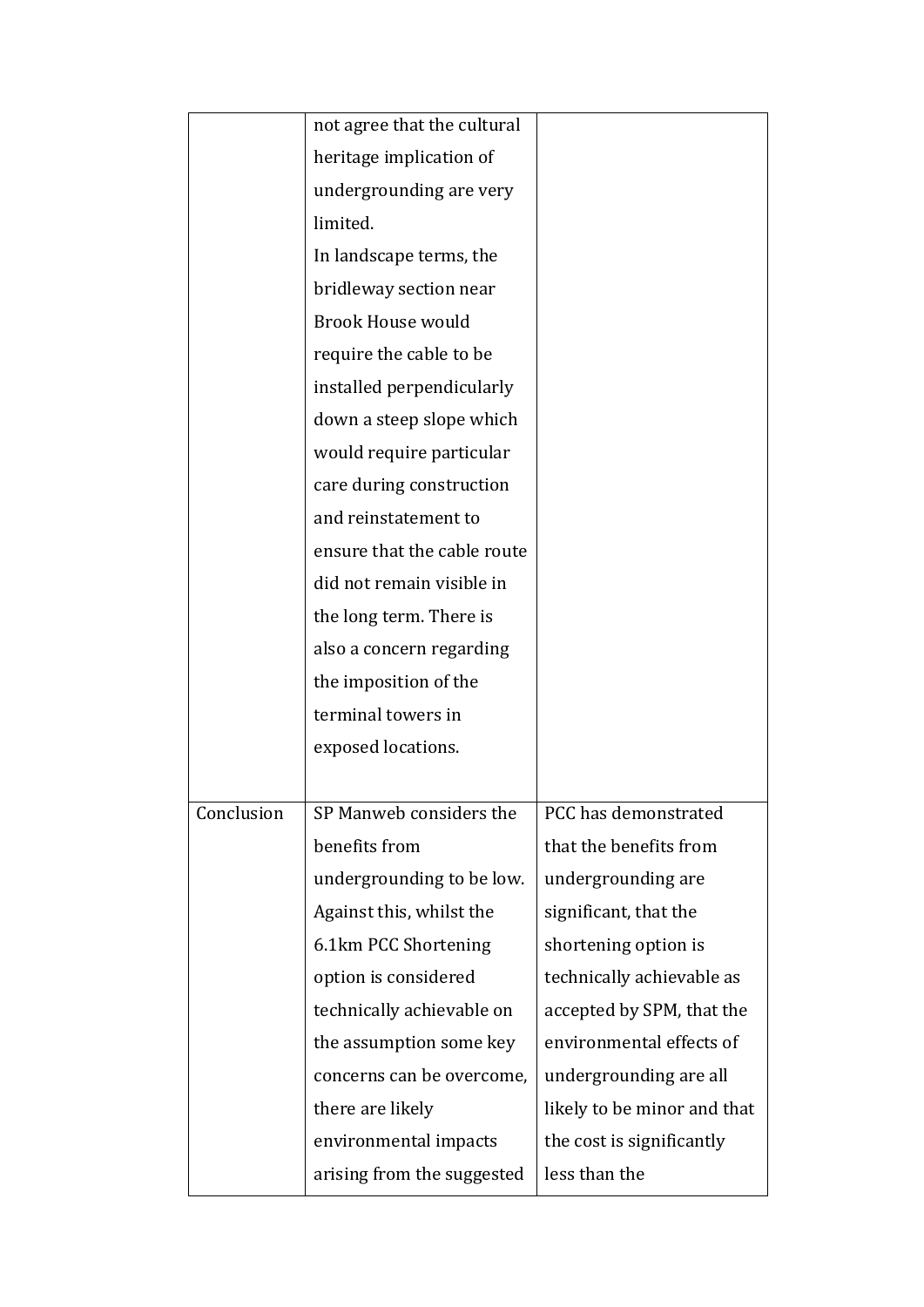| | | |
|---|---|---|
| | not agree that the cultural heritage implication of undergrounding are very limited.<br>In landscape terms, the bridleway section near Brook House would require the cable to be installed perpendicularly down a steep slope which would require particular care during construction and reinstatement to ensure that the cable route did not remain visible in the long term. There is also a concern regarding the imposition of the terminal towers in exposed locations. | |
| Conclusion | SP Manweb considers the benefits from undergrounding to be low. Against this, whilst the 6.1km PCC Shortening option is considered technically achievable on the assumption some key concerns can be overcome, there are likely environmental impacts arising from the suggested | PCC has demonstrated that the benefits from undergrounding are significant, that the shortening option is technically achievable as accepted by SPM, that the environmental effects of undergrounding are all likely to be minor and that the cost is significantly less than the |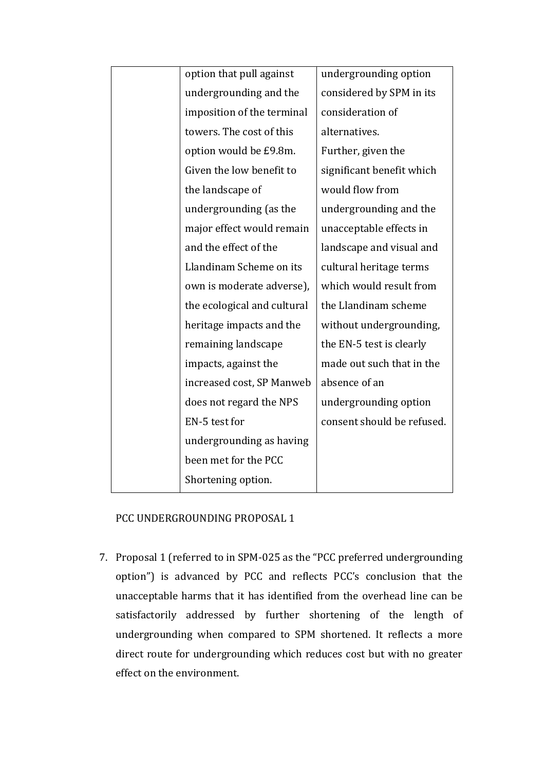| | | |
|---|---|---|
| | option that pull against undergrounding and the imposition of the terminal towers. The cost of this option would be £9.8m. Given the low benefit to the landscape of undergrounding (as the major effect would remain and the effect of the Llandinam Scheme on its own is moderate adverse), the ecological and cultural heritage impacts and the remaining landscape impacts, against the increased cost, SP Manweb does not regard the NPS EN-5 test for undergrounding as having been met for the PCC Shortening option. | undergrounding option considered by SPM in its consideration of alternatives. Further, given the significant benefit which would flow from undergrounding and the unacceptable effects in landscape and visual and cultural heritage terms which would result from the Llandinam scheme without undergrounding, the EN-5 test is clearly made out such that in the absence of an undergrounding option consent should be refused. |

PCC UNDERGROUNDING PROPOSAL 1

7. Proposal 1 (referred to in SPM-025 as the "PCC preferred undergrounding option") is advanced by PCC and reflects PCC's conclusion that the unacceptable harms that it has identified from the overhead line can be satisfactorily addressed by further shortening of the length of undergrounding when compared to SPM shortened. It reflects a more direct route for undergrounding which reduces cost but with no greater effect on the environment.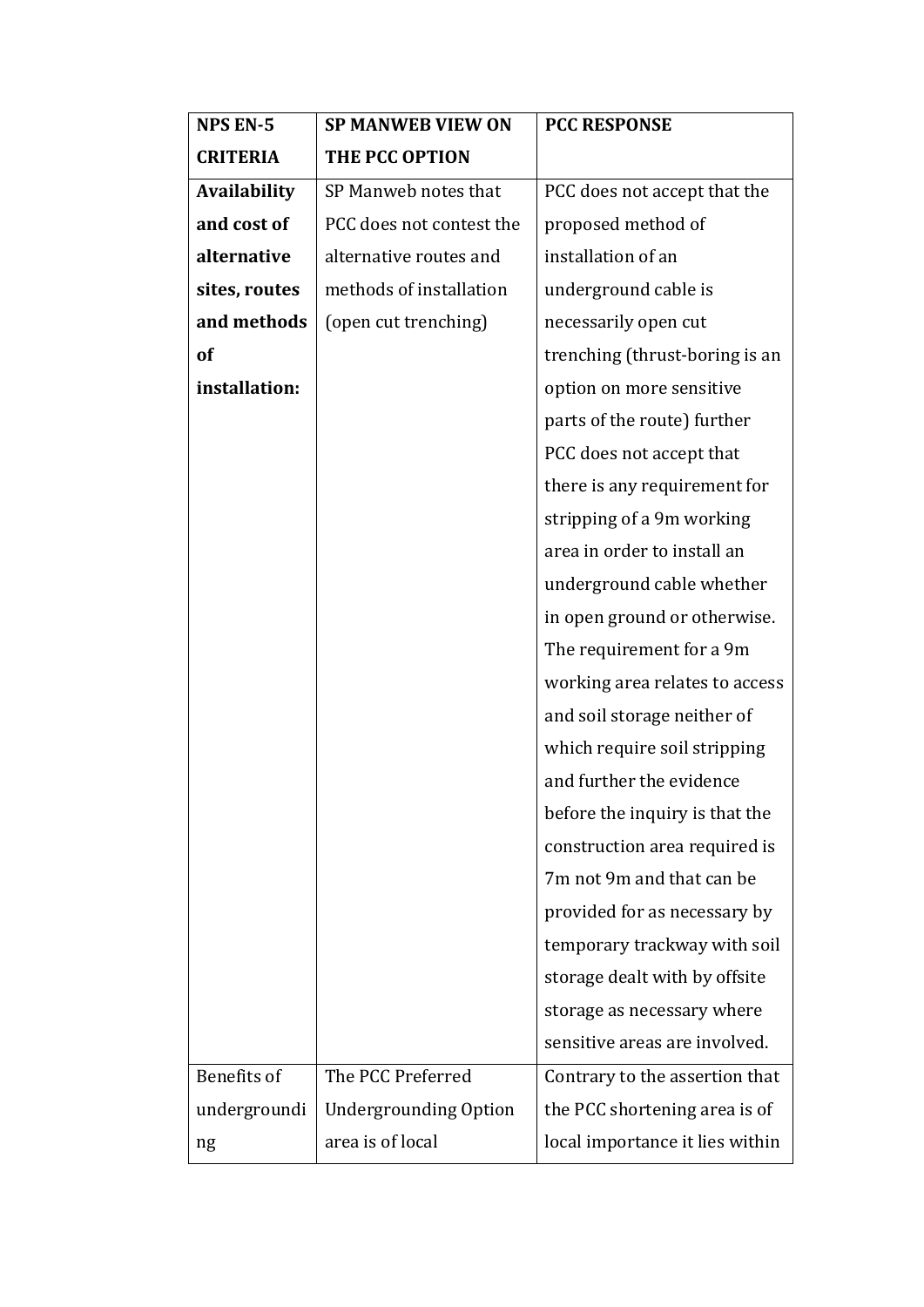| **NPS EN-5 CRITERIA** | **SP MANWEB VIEW ON THE PCC OPTION** | **PCC RESPONSE** |
|---|---|---|
| **Availability and cost of alternative sites, routes and methods of installation:** | SP Manweb notes that PCC does not contest the alternative routes and methods of installation (open cut trenching) | PCC does not accept that the proposed method of installation of an underground cable is necessarily open cut trenching (thrust-boring is an option on more sensitive parts of the route) further PCC does not accept that there is any requirement for stripping of a 9m working area in order to install an underground cable whether in open ground or otherwise. The requirement for a 9m working area relates to access and soil storage neither of which require soil stripping and further the evidence before the inquiry is that the construction area required is 7m not 9m and that can be provided for as necessary by temporary trackway with soil storage dealt with by offsite storage as necessary where sensitive areas are involved. |
| Benefits of undergrounding | The PCC Preferred Undergrounding Option area is of local | Contrary to the assertion that the PCC shortening area is of local importance it lies within |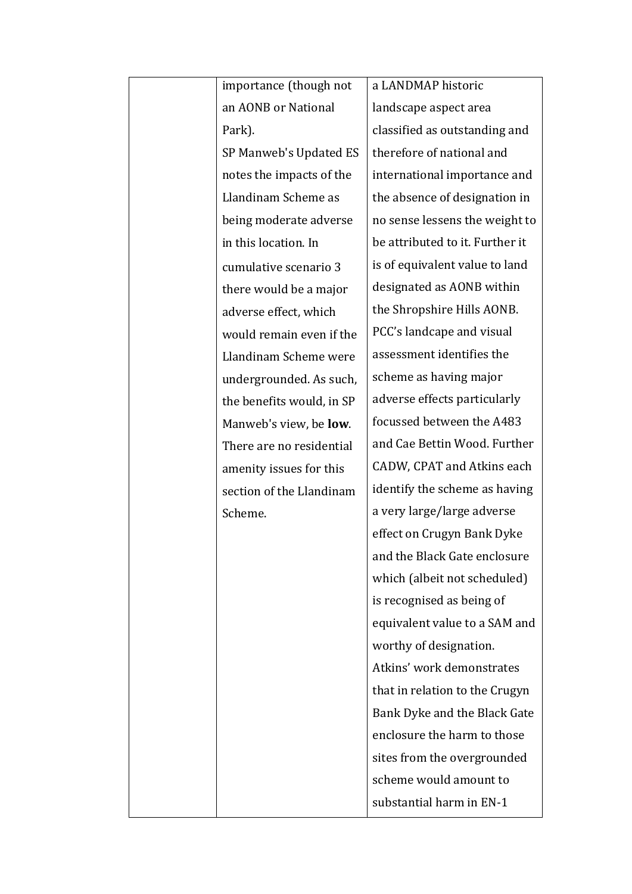| | | |
|---|---|---|
| | importance (though not an AONB or National Park).<br>SP Manweb's Updated ES notes the impacts of the Llandinam Scheme as being moderate adverse in this location. In cumulative scenario 3 there would be a major adverse effect, which would remain even if the Llandinam Scheme were undergrounded. As such, the benefits would, in SP Manweb's view, be **low**.<br>There are no residential amenity issues for this section of the Llandinam Scheme. | a LANDMAP historic landscape aspect area classified as outstanding and therefore of national and international importance and the absence of designation in no sense lessens the weight to be attributed to it. Further it is of equivalent value to land designated as AONB within the Shropshire Hills AONB.<br>PCC's landcape and visual assessment identifies the scheme as having major adverse effects particularly focussed between the A483 and Cae Bettin Wood. Further CADW, CPAT and Atkins each identify the scheme as having a very large/large adverse effect on Crugyn Bank Dyke and the Black Gate enclosure which (albeit not scheduled) is recognised as being of equivalent value to a SAM and worthy of designation.<br>Atkins' work demonstrates that in relation to the Crugyn Bank Dyke and the Black Gate enclosure the harm to those sites from the overgrounded scheme would amount to substantial harm in EN-1 |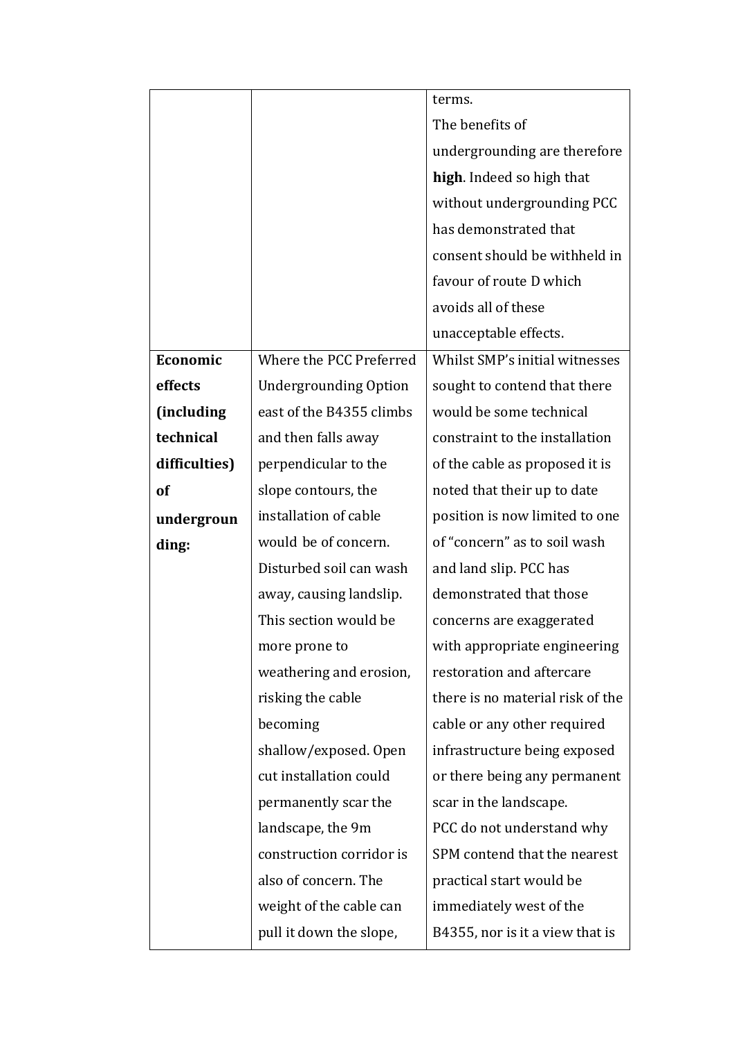| | | |
|---|---|---|
| | | terms. The benefits of undergrounding are therefore **high**. Indeed so high that without undergrounding PCC has demonstrated that consent should be withheld in favour of route D which avoids all of these unacceptable effects. |
| **Economic effects (including technical difficulties) of undergrounding:** | Where the PCC Preferred Undergrounding Option east of the B4355 climbs and then falls away perpendicular to the slope contours, the installation of cable would be of concern. Disturbed soil can wash away, causing landslip. This section would be more prone to weathering and erosion, risking the cable becoming shallow/exposed. Open cut installation could permanently scar the landscape, the 9m construction corridor is also of concern. The weight of the cable can pull it down the slope, | Whilst SMP's initial witnesses sought to contend that there would be some technical constraint to the installation of the cable as proposed it is noted that their up to date position is now limited to one of "concern" as to soil wash and land slip. PCC has demonstrated that those concerns are exaggerated with appropriate engineering restoration and aftercare there is no material risk of the cable or any other required infrastructure being exposed or there being any permanent scar in the landscape. PCC do not understand why SPM contend that the nearest practical start would be immediately west of the B4355, nor is it a view that is |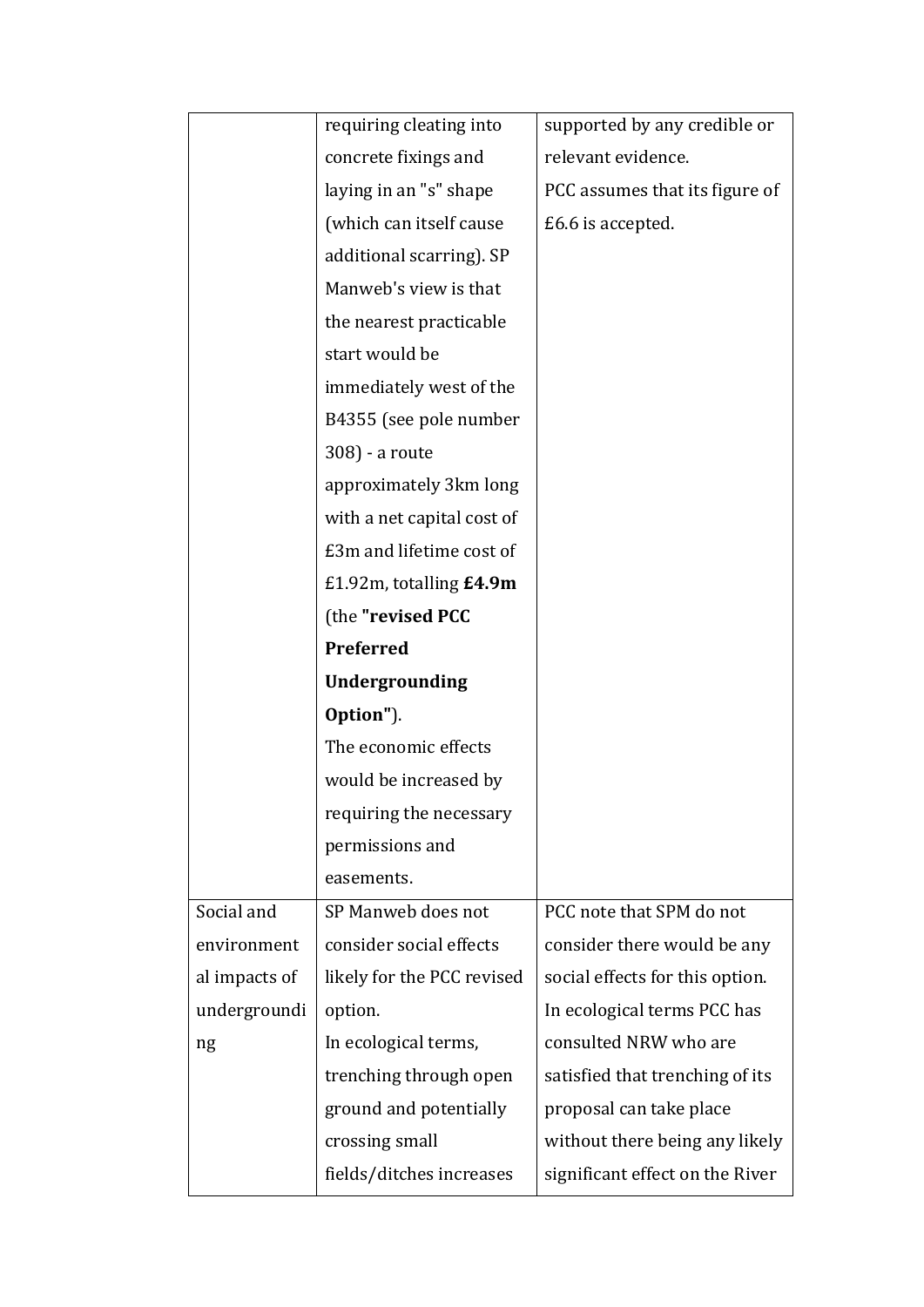| | | |
|---|---|---|
| | requiring cleating into concrete fixings and laying in an "s" shape (which can itself cause additional scarring). SP Manweb's view is that the nearest practicable start would be immediately west of the B4355 (see pole number 308) - a route approximately 3km long with a net capital cost of £3m and lifetime cost of £1.92m, totalling **£4.9m** (the **"revised PCC Preferred Undergrounding Option"**).<br>The economic effects would be increased by requiring the necessary permissions and easements. | supported by any credible or relevant evidence.<br>PCC assumes that its figure of £6.6 is accepted. |
| Social and environmental impacts of undergrounding | SP Manweb does not consider social effects likely for the PCC revised option.<br>In ecological terms, trenching through open ground and potentially crossing small fields/ditches increases | PCC note that SPM do not consider there would be any social effects for this option.<br>In ecological terms PCC has consulted NRW who are satisfied that trenching of its proposal can take place without there being any likely significant effect on the River |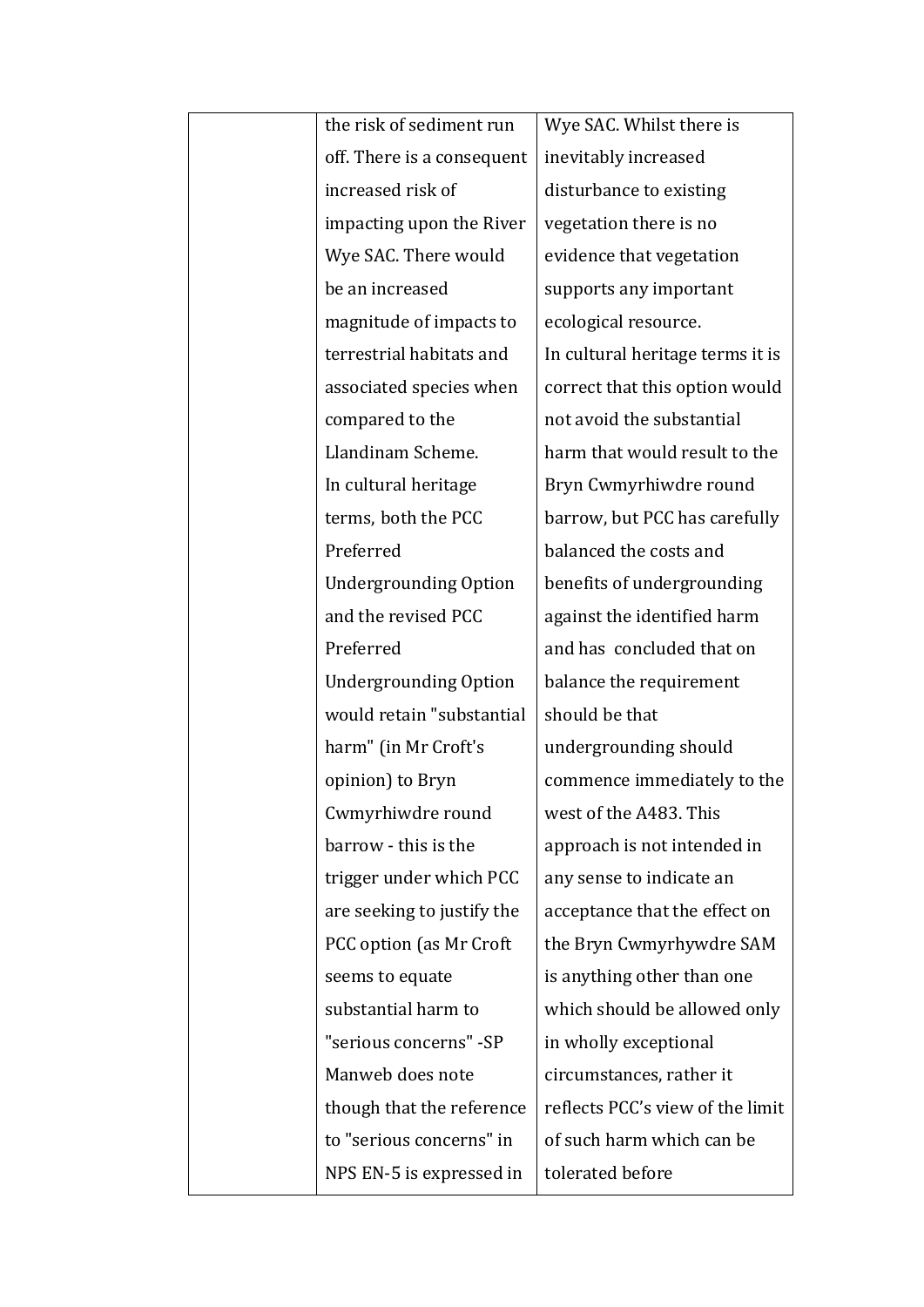| | | |
|---|---|---|
| | the risk of sediment run off. There is a consequent increased risk of impacting upon the River Wye SAC. There would be an increased magnitude of impacts to terrestrial habitats and associated species when compared to the Llandinam Scheme.<br>In cultural heritage terms, both the PCC Preferred Undergrounding Option and the revised PCC Preferred Undergrounding Option would retain "substantial harm" (in Mr Croft's opinion) to Bryn Cwmyrhiwdre round barrow - this is the trigger under which PCC are seeking to justify the PCC option (as Mr Croft seems to equate substantial harm to "serious concerns" -SP Manweb does note though that the reference to "serious concerns" in NPS EN-5 is expressed in | Wye SAC. Whilst there is inevitably increased disturbance to existing vegetation there is no evidence that vegetation supports any important ecological resource.<br>In cultural heritage terms it is correct that this option would not avoid the substantial harm that would result to the Bryn Cwmyrhiwdre round barrow, but PCC has carefully balanced the costs and benefits of undergrounding against the identified harm and has concluded that on balance the requirement should be that undergrounding should commence immediately to the west of the A483. This approach is not intended in any sense to indicate an acceptance that the effect on the Bryn Cwmyrhywdre SAM is anything other than one which should be allowed only in wholly exceptional circumstances, rather it reflects PCC's view of the limit of such harm which can be tolerated before |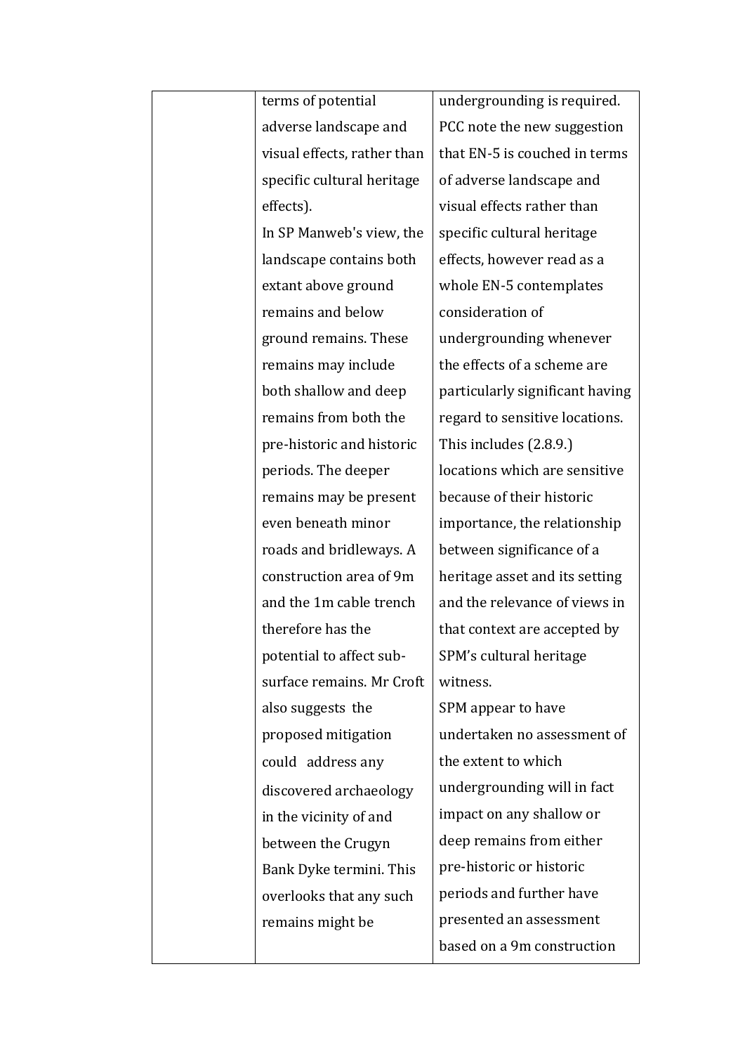| | | |
|---|---|---|
| | terms of potential adverse landscape and visual effects, rather than specific cultural heritage effects).<br>In SP Manweb's view, the landscape contains both extant above ground remains and below ground remains. These remains may include both shallow and deep remains from both the pre-historic and historic periods. The deeper remains may be present even beneath minor roads and bridleways. A construction area of 9m and the 1m cable trench therefore has the potential to affect sub-surface remains. Mr Croft also suggests the proposed mitigation could address any discovered archaeology in the vicinity of and between the Crugyn Bank Dyke termini. This overlooks that any such remains might be | undergrounding is required. PCC note the new suggestion that EN-5 is couched in terms of adverse landscape and visual effects rather than specific cultural heritage effects, however read as a whole EN-5 contemplates consideration of undergrounding whenever the effects of a scheme are particularly significant having regard to sensitive locations. This includes (2.8.9.) locations which are sensitive because of their historic importance, the relationship between significance of a heritage asset and its setting and the relevance of views in that context are accepted by SPM's cultural heritage witness.<br>SPM appear to have undertaken no assessment of the extent to which undergrounding will in fact impact on any shallow or deep remains from either pre-historic or historic periods and further have presented an assessment based on a 9m construction |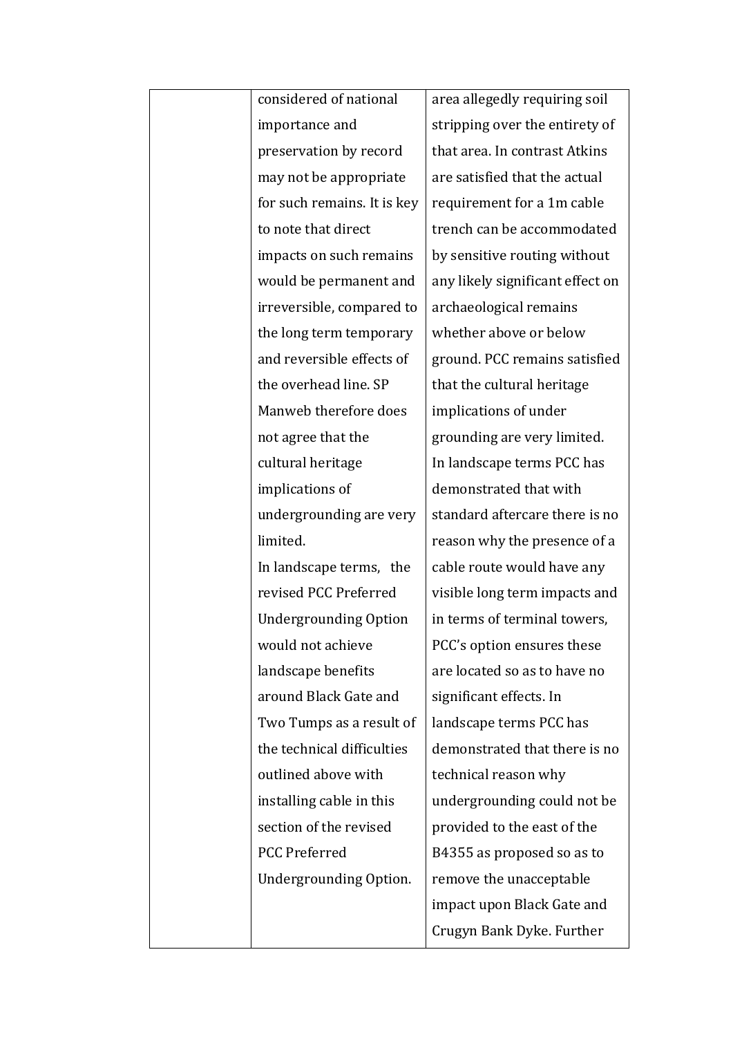| | | |
|---|---|---|
| | considered of national importance and preservation by record may not be appropriate for such remains. It is key to note that direct impacts on such remains would be permanent and irreversible, compared to the long term temporary and reversible effects of the overhead line. SP Manweb therefore does not agree that the cultural heritage implications of undergrounding are very limited.<br>In landscape terms, the revised PCC Preferred Undergrounding Option would not achieve landscape benefits around Black Gate and Two Tumps as a result of the technical difficulties outlined above with installing cable in this section of the revised PCC Preferred Undergrounding Option. | area allegedly requiring soil stripping over the entirety of that area. In contrast Atkins are satisfied that the actual requirement for a 1m cable trench can be accommodated by sensitive routing without any likely significant effect on archaeological remains whether above or below ground. PCC remains satisfied that the cultural heritage implications of under grounding are very limited. In landscape terms PCC has demonstrated that with standard aftercare there is no reason why the presence of a cable route would have any visible long term impacts and in terms of terminal towers, PCC's option ensures these are located so as to have no significant effects. In landscape terms PCC has demonstrated that there is no technical reason why undergrounding could not be provided to the east of the B4355 as proposed so as to remove the unacceptable impact upon Black Gate and Crugyn Bank Dyke. Further |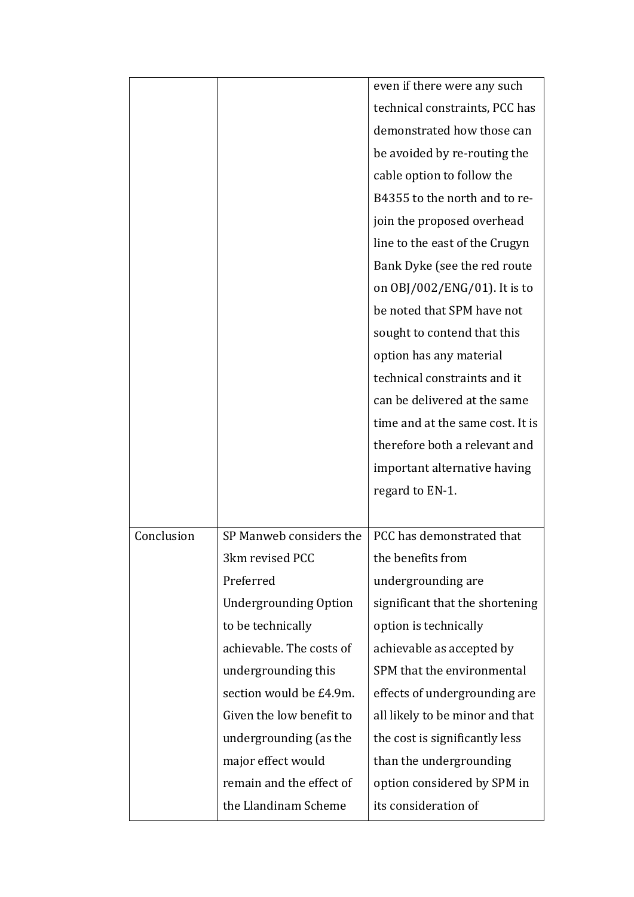| | | |
|---|---|---|
| | | even if there were any such technical constraints, PCC has demonstrated how those can be avoided by re-routing the cable option to follow the B4355 to the north and to re-join the proposed overhead line to the east of the Crugyn Bank Dyke (see the red route on OBJ/002/ENG/01). It is to be noted that SPM have not sought to contend that this option has any material technical constraints and it can be delivered at the same time and at the same cost. It is therefore both a relevant and important alternative having regard to EN-1. |
| Conclusion | SP Manweb considers the 3km revised PCC Preferred Undergrounding Option to be technically achievable. The costs of undergrounding this section would be £4.9m. Given the low benefit to undergrounding (as the major effect would remain and the effect of the Llandinam Scheme | PCC has demonstrated that the benefits from undergrounding are significant that the shortening option is technically achievable as accepted by SPM that the environmental effects of undergrounding are all likely to be minor and that the cost is significantly less than the undergrounding option considered by SPM in its consideration of |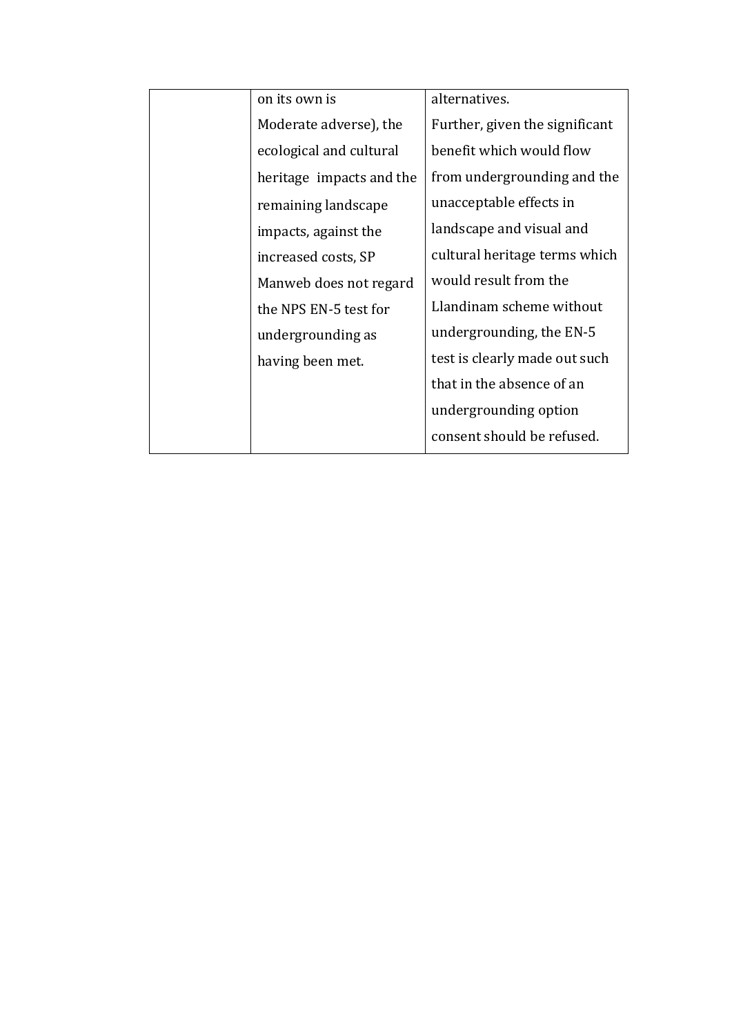| | | |
|---|---|---|
| | on its own is Moderate adverse), the ecological and cultural heritage impacts and the remaining landscape impacts, against the increased costs, SP Manweb does not regard the NPS EN-5 test for undergrounding as having been met. | alternatives. Further, given the significant benefit which would flow from undergrounding and the unacceptable effects in landscape and visual and cultural heritage terms which would result from the Llandinam scheme without undergrounding, the EN-5 test is clearly made out such that in the absence of an undergrounding option consent should be refused. |